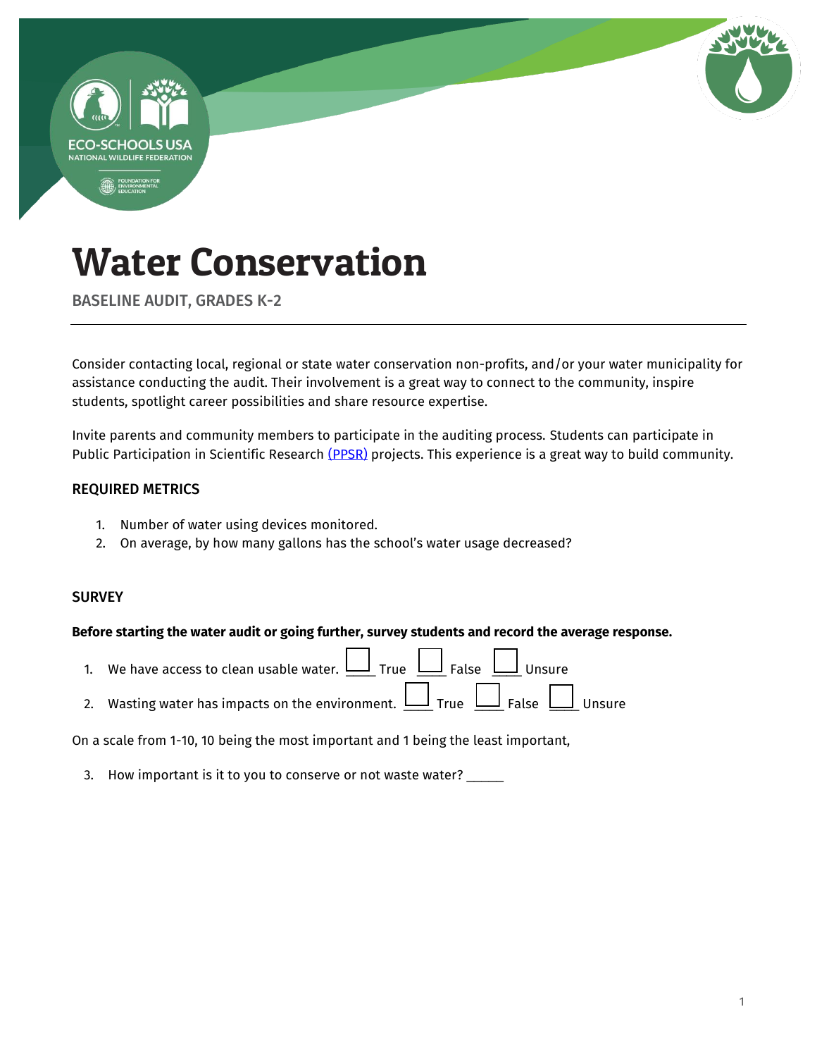# Water Conservation

BASELINE AUDIT, GRADES K-2

Consider contacting local, regional or state water conservation non-profits, and/or your water municipality for assistance conducting the audit. Their involvement is a great way to connect to the community, inspire students, spotlight career possibilities and share resource expertise.

Invite parents and community members to participate in the auditing process. Students can participate in Public Participation in Scientific Research (PPSR) projects. This experience is a great way to build community.

### REQUIRED METRICS

1. Number of water using devices monitored.
2. On average, by how many gallons has the school's water usage decreased?

### SURVEY

**Before starting the water audit or going further, survey students and record the average response.**

1. We have access to clean usable water. ☐ True ☐ False ☐ Unsure
2. Wasting water has impacts on the environment. ☐ True ☐ False ☐ Unsure

On a scale from 1-10, 10 being the most important and 1 being the least important,

3. How important is it to you to conserve or not waste water? _____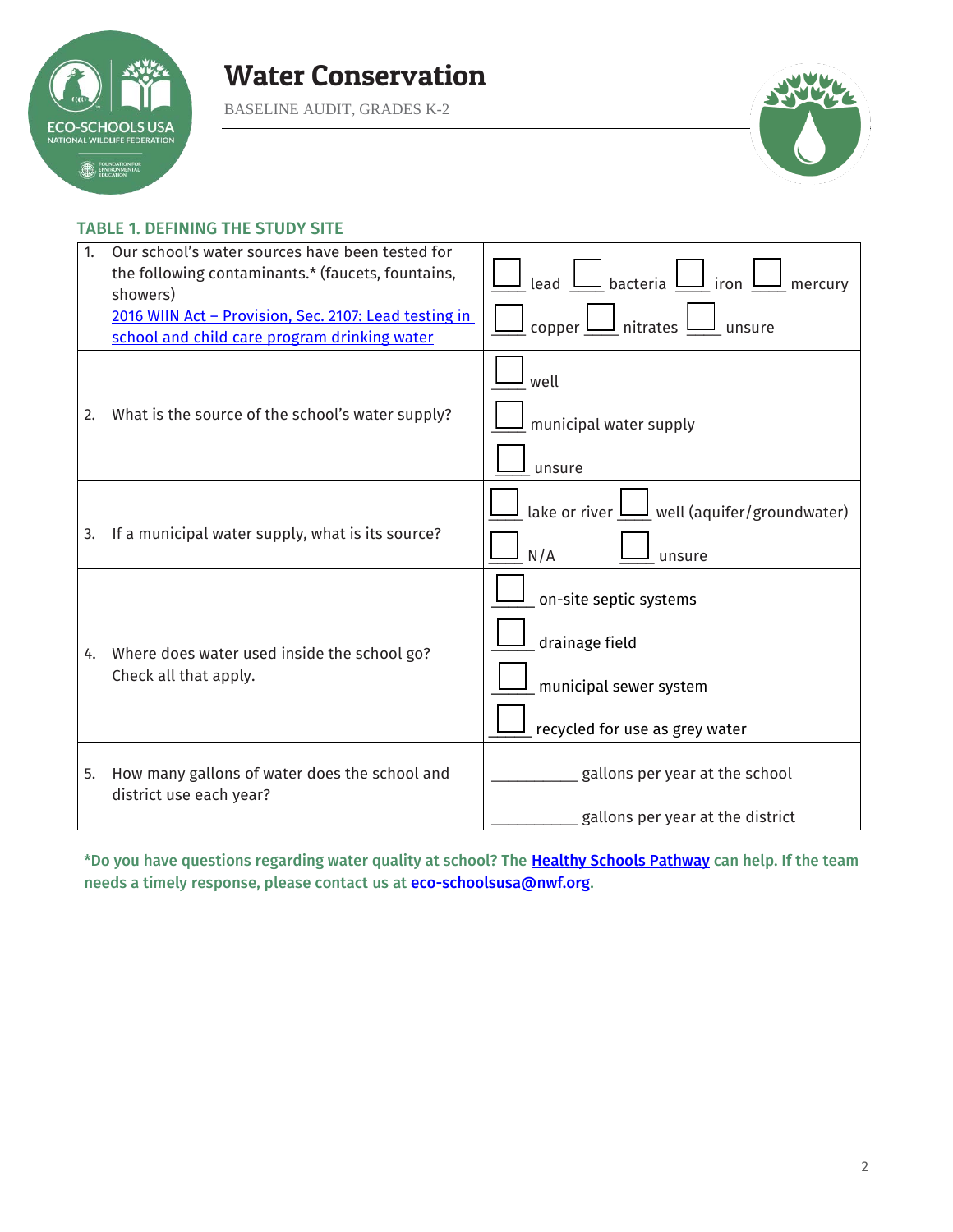# Water Conservation

BASELINE AUDIT, GRADES K-2

## TABLE 1. DEFINING THE STUDY SITE

| | |
|---|---|
| 1. Our school's water sources have been tested for the following contaminants.* (faucets, fountains, showers) [2016 WIIN Act – Provision, Sec. 2107: Lead testing in school and child care program drinking water] | ☐ lead ☐ bacteria ☐ iron ☐ mercury ☐ copper ☐ nitrates ☐ unsure |
| 2. What is the source of the school's water supply? | ☐ well ☐ municipal water supply ☐ unsure |
| 3. If a municipal water supply, what is its source? | ☐ lake or river ☐ well (aquifer/groundwater) ☐ N/A ☐ unsure |
| 4. Where does water used inside the school go? Check all that apply. | ☐ on-site septic systems ☐ drainage field ☐ municipal sewer system ☐ recycled for use as grey water |
| 5. How many gallons of water does the school and district use each year? | __________ gallons per year at the school __________ gallons per year at the district |

**\*Do you have questions regarding water quality at school? The Healthy Schools Pathway can help. If the team needs a timely response, please contact us at eco-schoolsusa@nwf.org.**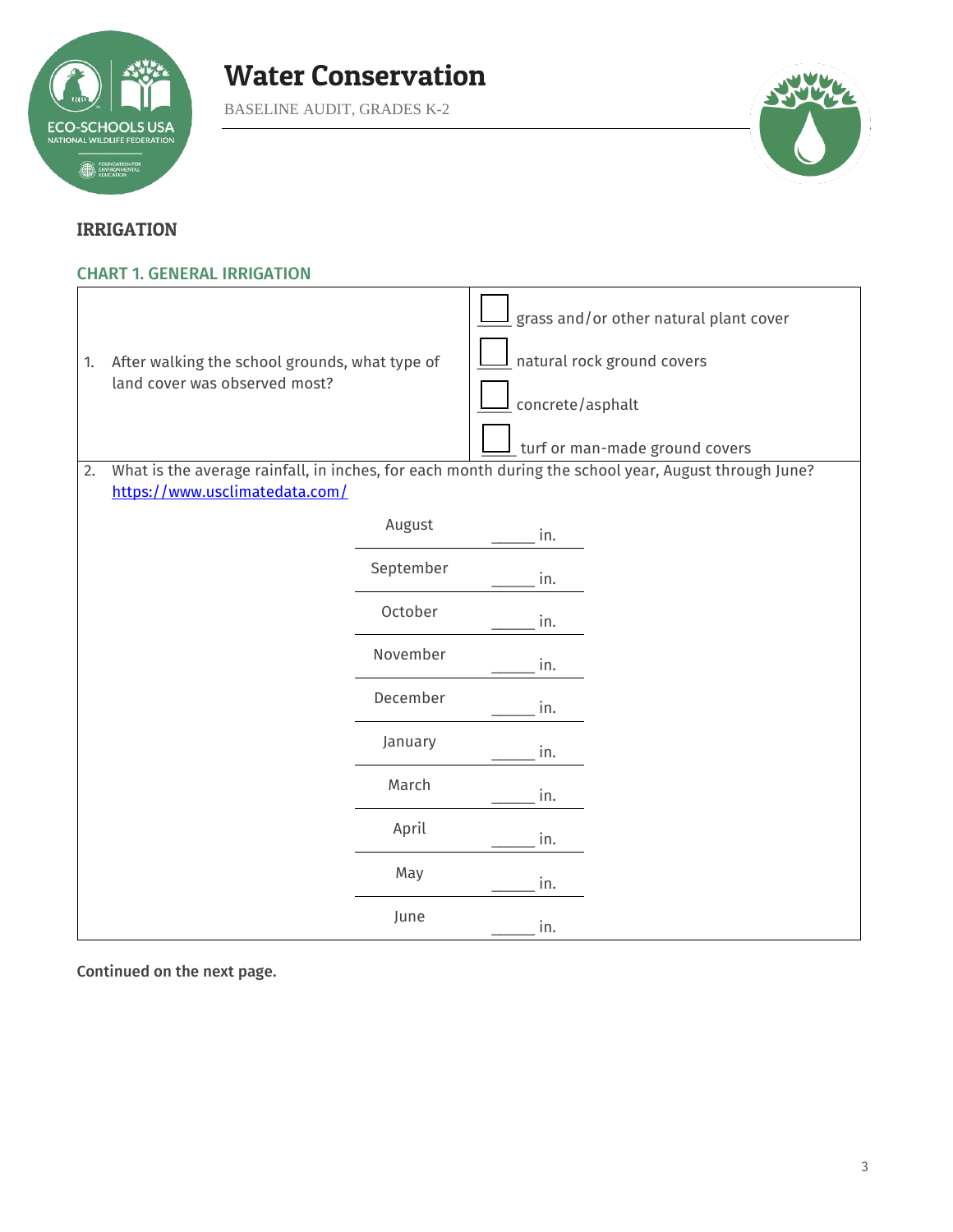# Water Conservation

BASELINE AUDIT, GRADES K-2

## IRRIGATION

### CHART 1. GENERAL IRRIGATION

| | |
|---|---|
| 1. After walking the school grounds, what type of land cover was observed most? | ☐ grass and/or other natural plant cover<br>☐ natural rock ground covers<br>☐ concrete/asphalt<br>☐ turf or man-made ground covers |

2. What is the average rainfall, in inches, for each month during the school year, August through June?
https://www.usclimatedata.com/

| | |
|---|---|
| August | _____ in. |
| September | _____ in. |
| October | _____ in. |
| November | _____ in. |
| December | _____ in. |
| January | _____ in. |
| March | _____ in. |
| April | _____ in. |
| May | _____ in. |
| June | _____ in. |

**Continued on the next page.**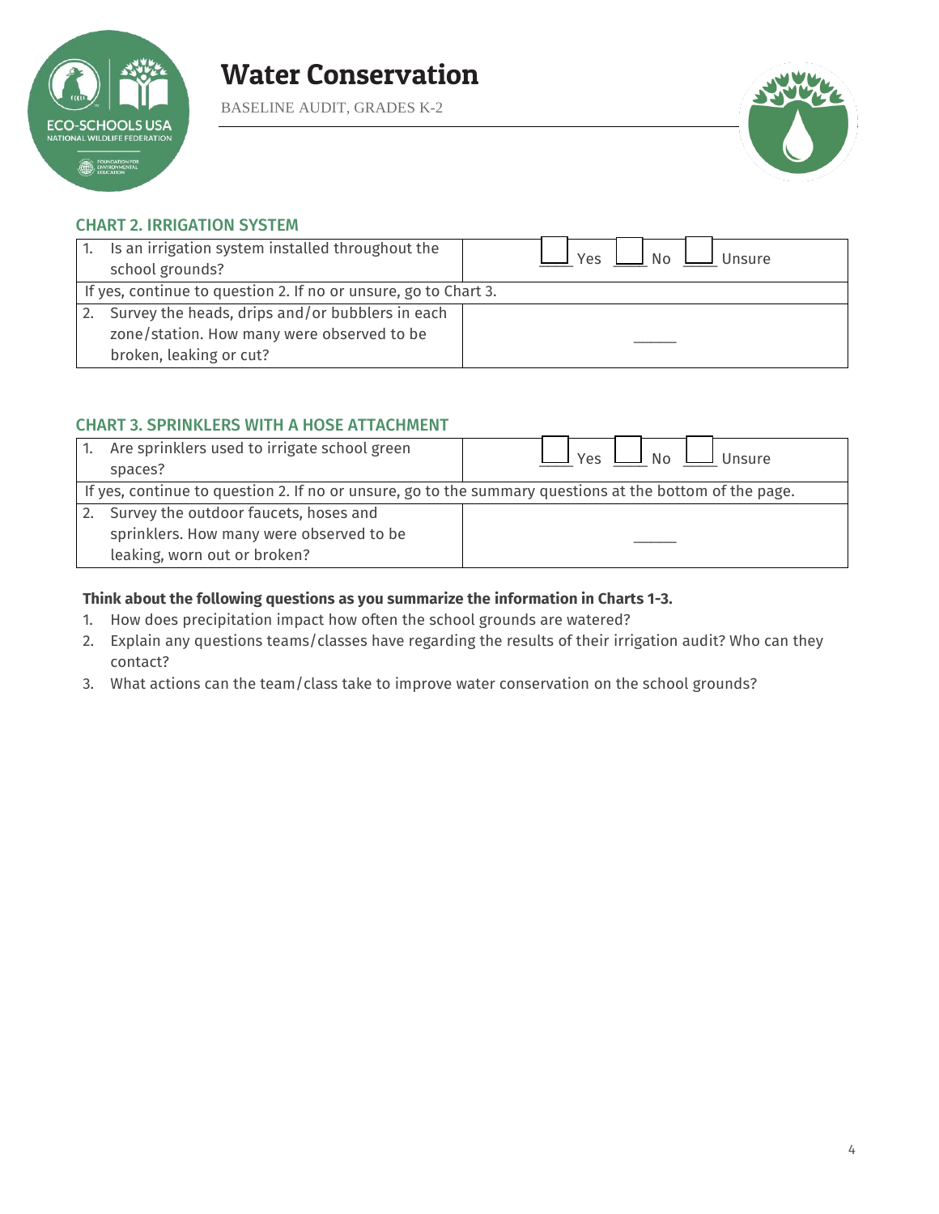# Water Conservation

BASELINE AUDIT, GRADES K-2

## CHART 2. IRRIGATION SYSTEM

| | |
|---|---|
| 1. Is an irrigation system installed throughout the school grounds? | ☐ Yes ☐ No ☐ Unsure |
| If yes, continue to question 2. If no or unsure, go to Chart 3. | |
| 2. Survey the heads, drips and/or bubblers in each zone/station. How many were observed to be broken, leaking or cut? | _____ |

## CHART 3. SPRINKLERS WITH A HOSE ATTACHMENT

| | |
|---|---|
| 1. Are sprinklers used to irrigate school green spaces? | ☐ Yes ☐ No ☐ Unsure |
| If yes, continue to question 2. If no or unsure, go to the summary questions at the bottom of the page. | |
| 2. Survey the outdoor faucets, hoses and sprinklers. How many were observed to be leaking, worn out or broken? | _____ |

**Think about the following questions as you summarize the information in Charts 1-3.**

1. How does precipitation impact how often the school grounds are watered?
2. Explain any questions teams/classes have regarding the results of their irrigation audit? Who can they contact?
3. What actions can the team/class take to improve water conservation on the school grounds?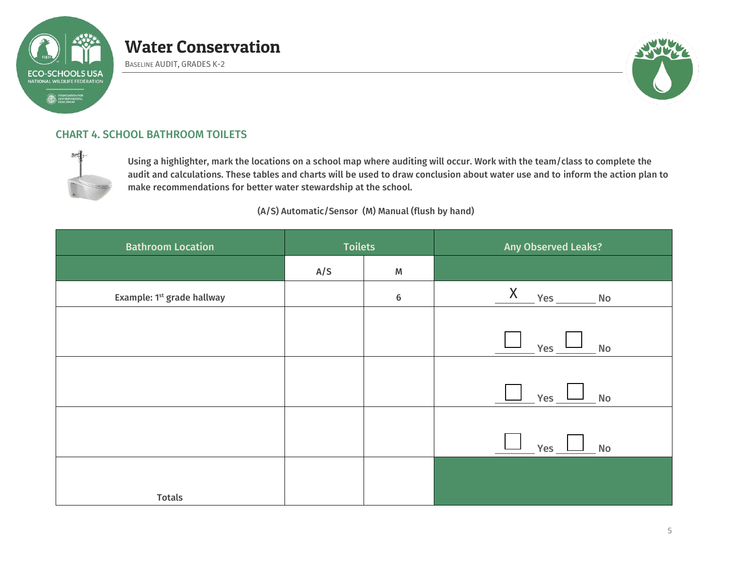# Water Conservation

BASELINE AUDIT, GRADES K-2

## CHART 4. SCHOOL BATHROOM TOILETS

Using a highlighter, mark the locations on a school map where auditing will occur. Work with the team/class to complete the audit and calculations. These tables and charts will be used to draw conclusion about water use and to inform the action plan to make recommendations for better water stewardship at the school.

(A/S) Automatic/Sensor (M) Manual (flush by hand)

| Bathroom Location | Toilets | | Any Observed Leaks? |
|---|---|---|---|
| | A/S | M | |
| Example: 1st grade hallway | | 6 | X Yes ____ No |
| | | | ☐ Yes ☐ No |
| | | | ☐ Yes ☐ No |
| | | | ☐ Yes ☐ No |
| Totals | | | |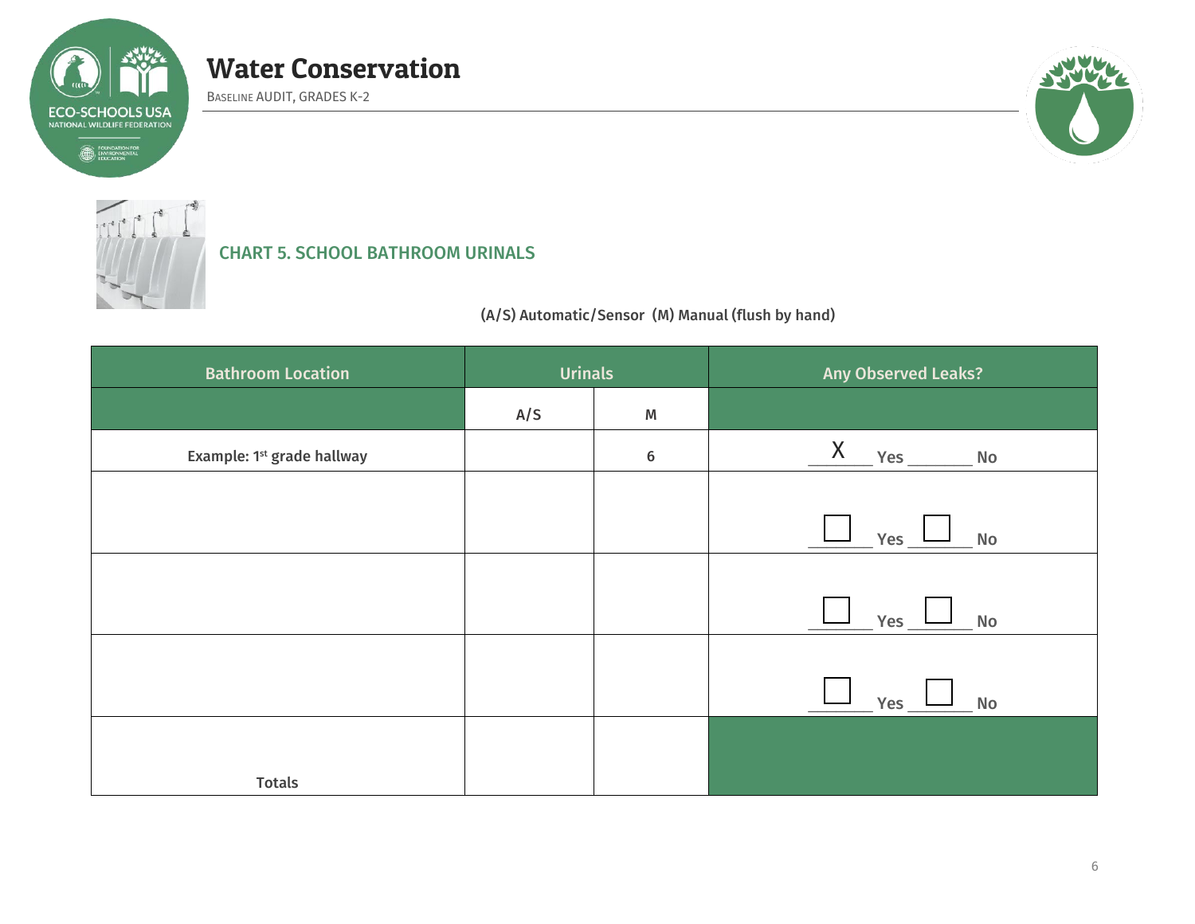## CHART 5. SCHOOL BATHROOM URINALS

(A/S) Automatic/Sensor (M) Manual (flush by hand)

| Bathroom Location | Urinals | | Any Observed Leaks? |
|---|---|---|---|
| | A/S | M | |
| Example: 1st grade hallway | | 6 | X Yes ____ No |
| | | | ☐ Yes ☐ No |
| | | | ☐ Yes ☐ No |
| | | | ☐ Yes ☐ No |
| Totals | | | |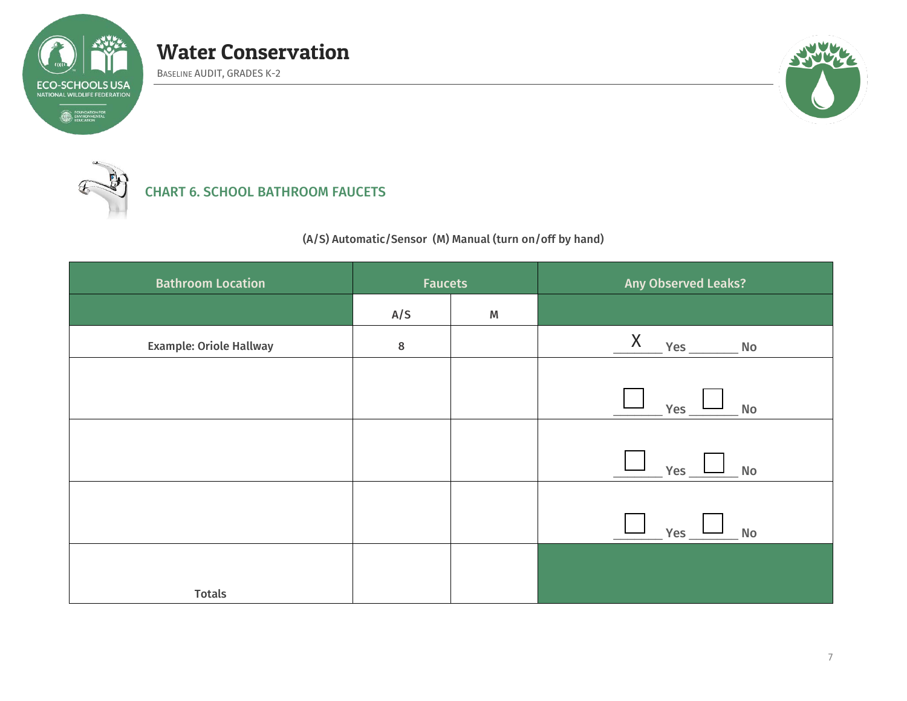# Water Conservation

BASELINE AUDIT, GRADES K-2

## CHART 6. SCHOOL BATHROOM FAUCETS

(A/S) Automatic/Sensor (M) Manual (turn on/off by hand)

| Bathroom Location | Faucets | | Any Observed Leaks? |
|---|---|---|---|
| | A/S | M | |
| Example: Oriole Hallway | 8 | | X Yes ____ No |
| | | | ☐ Yes ☐ No |
| | | | ☐ Yes ☐ No |
| | | | ☐ Yes ☐ No |
| Totals | | | |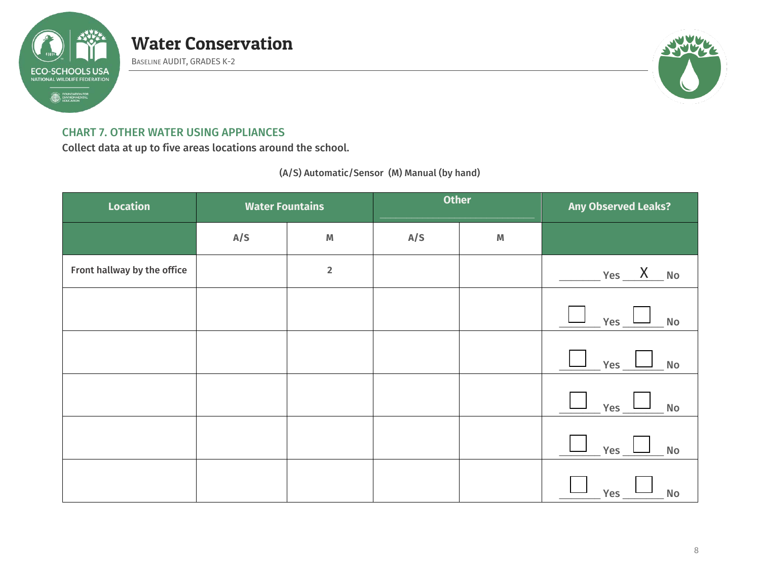# Water Conservation

BASELINE AUDIT, GRADES K-2

## CHART 7. OTHER WATER USING APPLIANCES

**Collect data at up to five areas locations around the school.**

(A/S) Automatic/Sensor (M) Manual (by hand)

| Location | Water Fountains | | Other ______________ | | Any Observed Leaks? |
|---|---|---|---|---|---|
| | A/S | M | A/S | M | |
| Front hallway by the office | | 2 | | | ____ Yes __X__ No |
| | | | | | ☐ Yes ☐ No |
| | | | | | ☐ Yes ☐ No |
| | | | | | ☐ Yes ☐ No |
| | | | | | ☐ Yes ☐ No |
| | | | | | ☐ Yes ☐ No |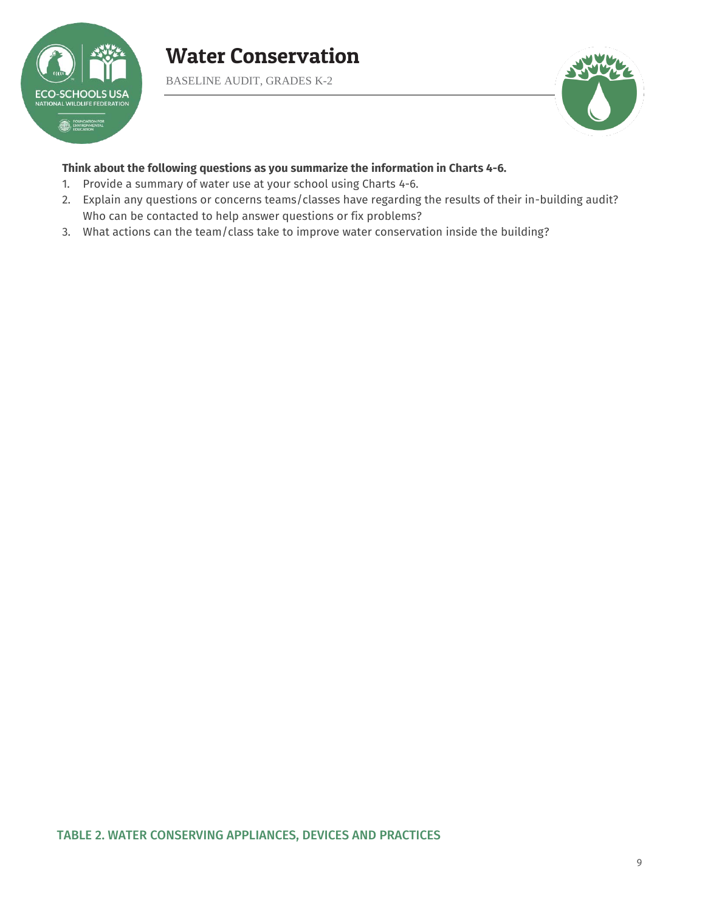**Think about the following questions as you summarize the information in Charts 4-6.**

1. Provide a summary of water use at your school using Charts 4-6.
2. Explain any questions or concerns teams/classes have regarding the results of their in-building audit? Who can be contacted to help answer questions or fix problems?
3. What actions can the team/class take to improve water conservation inside the building?

## TABLE 2. WATER CONSERVING APPLIANCES, DEVICES AND PRACTICES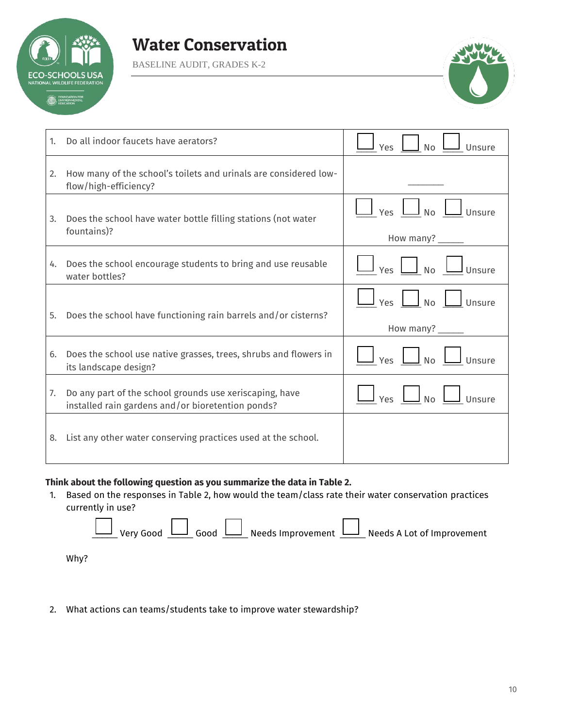# Water Conservation

BASELINE AUDIT, GRADES K-2

| | |
|---|---|
| 1. Do all indoor faucets have aerators? | ☐ Yes ☐ No ☐ Unsure |
| 2. How many of the school's toilets and urinals are considered low-flow/high-efficiency? | ______ |
| 3. Does the school have water bottle filling stations (not water fountains)? | ☐ Yes ☐ No ☐ Unsure<br>How many? _____ |
| 4. Does the school encourage students to bring and use reusable water bottles? | ☐ Yes ☐ No ☐ Unsure |
| 5. Does the school have functioning rain barrels and/or cisterns? | ☐ Yes ☐ No ☐ Unsure<br>How many? _____ |
| 6. Does the school use native grasses, trees, shrubs and flowers in its landscape design? | ☐ Yes ☐ No ☐ Unsure |
| 7. Do any part of the school grounds use xeriscaping, have installed rain gardens and/or bioretention ponds? | ☐ Yes ☐ No ☐ Unsure |
| 8. List any other water conserving practices used at the school. | |

**Think about the following question as you summarize the data in Table 2.**

1. Based on the responses in Table 2, how would the team/class rate their water conservation practices currently in use?

   ☐ Very Good ☐ Good ☐ Needs Improvement ☐ Needs A Lot of Improvement

   Why?

2. What actions can teams/students take to improve water stewardship?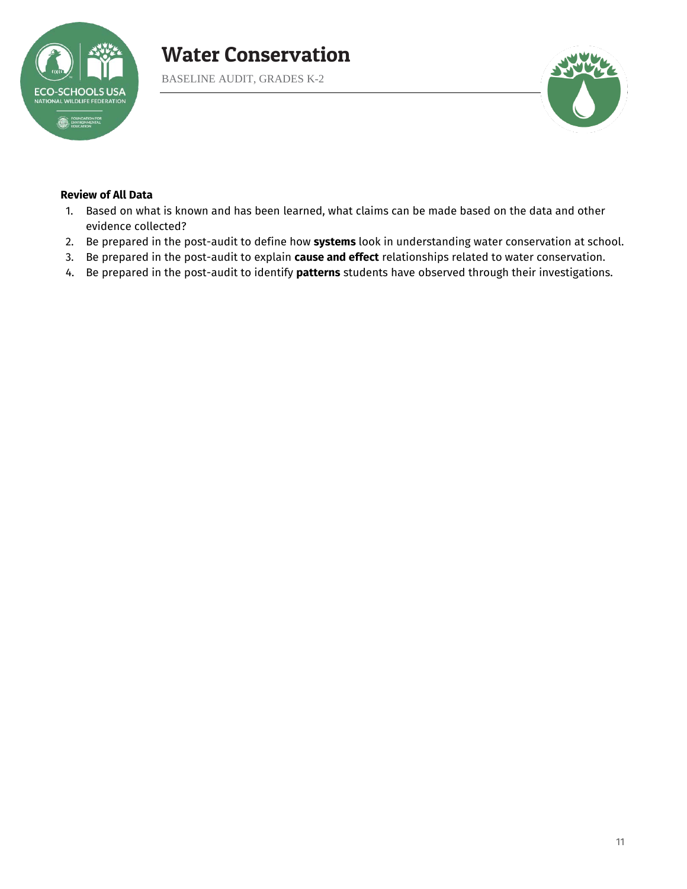**Review of All Data**

1. Based on what is known and has been learned, what claims can be made based on the data and other evidence collected?
2. Be prepared in the post-audit to define how **systems** look in understanding water conservation at school.
3. Be prepared in the post-audit to explain **cause and effect** relationships related to water conservation.
4. Be prepared in the post-audit to identify **patterns** students have observed through their investigations.